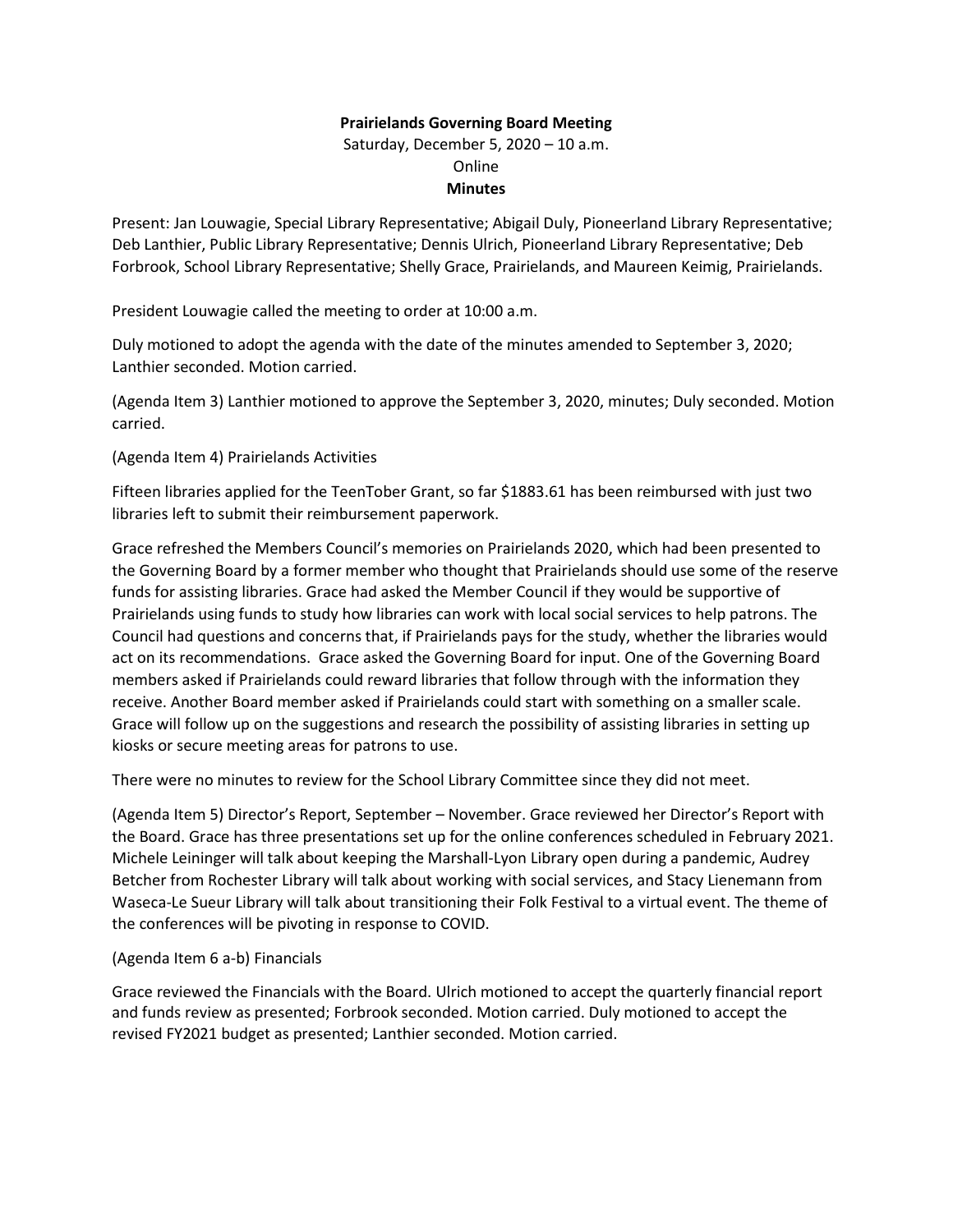**Prairielands Governing Board Meeting**

Saturday, December 5, 2020 – 10 a.m.

Online

**Minutes**

Present: Jan Louwagie, Special Library Representative; Abigail Duly, Pioneerland Library Representative; Deb Lanthier, Public Library Representative; Dennis Ulrich, Pioneerland Library Representative; Deb Forbrook, School Library Representative; Shelly Grace, Prairielands, and Maureen Keimig, Prairielands.

President Louwagie called the meeting to order at 10:00 a.m.

Duly motioned to adopt the agenda with the date of the minutes amended to September 3, 2020; Lanthier seconded. Motion carried.

(Agenda Item 3) Lanthier motioned to approve the September 3, 2020, minutes; Duly seconded. Motion carried.

(Agenda Item 4) Prairielands Activities

Fifteen libraries applied for the TeenTober Grant, so far $1883.61 has been reimbursed with just two libraries left to submit their reimbursement paperwork.

Grace refreshed the Members Council's memories on Prairielands 2020, which had been presented to the Governing Board by a former member who thought that Prairielands should use some of the reserve funds for assisting libraries. Grace had asked the Member Council if they would be supportive of Prairielands using funds to study how libraries can work with local social services to help patrons. The Council had questions and concerns that, if Prairielands pays for the study, whether the libraries would act on its recommendations. Grace asked the Governing Board for input. One of the Governing Board members asked if Prairielands could reward libraries that follow through with the information they receive. Another Board member asked if Prairielands could start with something on a smaller scale. Grace will follow up on the suggestions and research the possibility of assisting libraries in setting up kiosks or secure meeting areas for patrons to use.

There were no minutes to review for the School Library Committee since they did not meet.

(Agenda Item 5) Director's Report, September – November. Grace reviewed her Director's Report with the Board. Grace has three presentations set up for the online conferences scheduled in February 2021. Michele Leininger will talk about keeping the Marshall-Lyon Library open during a pandemic, Audrey Betcher from Rochester Library will talk about working with social services, and Stacy Lienemann from Waseca-Le Sueur Library will talk about transitioning their Folk Festival to a virtual event. The theme of the conferences will be pivoting in response to COVID.

(Agenda Item 6 a-b) Financials

Grace reviewed the Financials with the Board. Ulrich motioned to accept the quarterly financial report and funds review as presented; Forbrook seconded. Motion carried. Duly motioned to accept the revised FY2021 budget as presented; Lanthier seconded. Motion carried.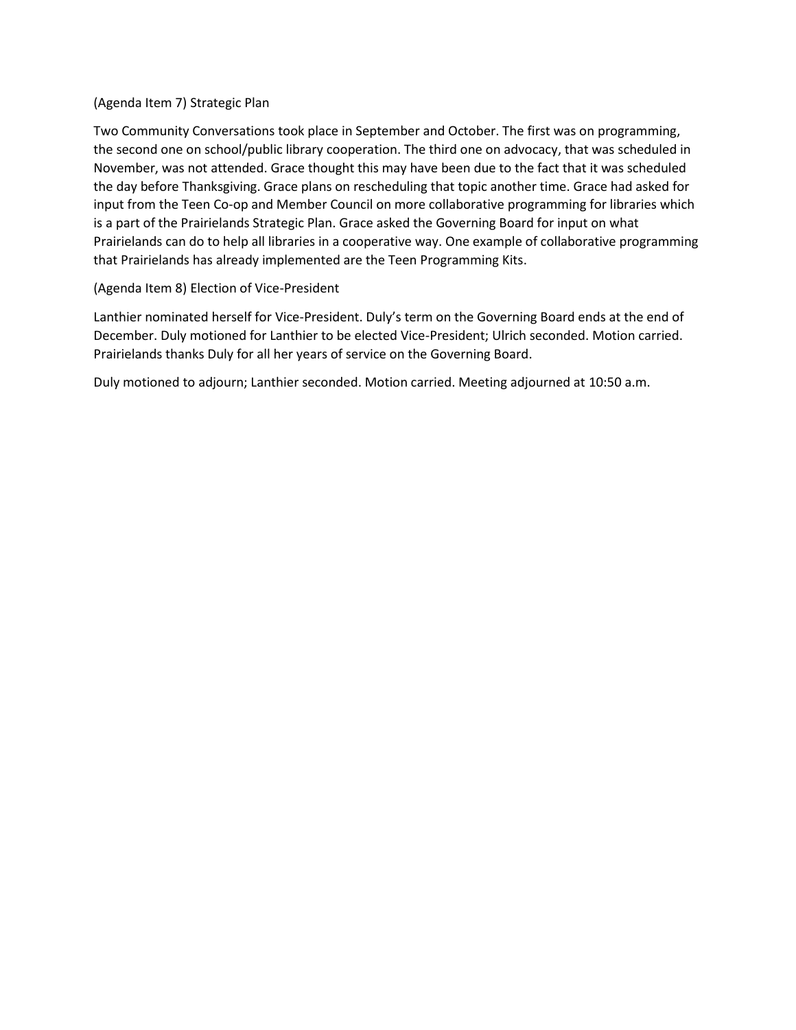(Agenda Item 7) Strategic Plan

Two Community Conversations took place in September and October. The first was on programming, the second one on school/public library cooperation. The third one on advocacy, that was scheduled in November, was not attended. Grace thought this may have been due to the fact that it was scheduled the day before Thanksgiving. Grace plans on rescheduling that topic another time. Grace had asked for input from the Teen Co-op and Member Council on more collaborative programming for libraries which is a part of the Prairielands Strategic Plan. Grace asked the Governing Board for input on what Prairielands can do to help all libraries in a cooperative way. One example of collaborative programming that Prairielands has already implemented are the Teen Programming Kits.

(Agenda Item 8) Election of Vice-President

Lanthier nominated herself for Vice-President. Duly's term on the Governing Board ends at the end of December. Duly motioned for Lanthier to be elected Vice-President; Ulrich seconded. Motion carried. Prairielands thanks Duly for all her years of service on the Governing Board.

Duly motioned to adjourn; Lanthier seconded. Motion carried. Meeting adjourned at 10:50 a.m.